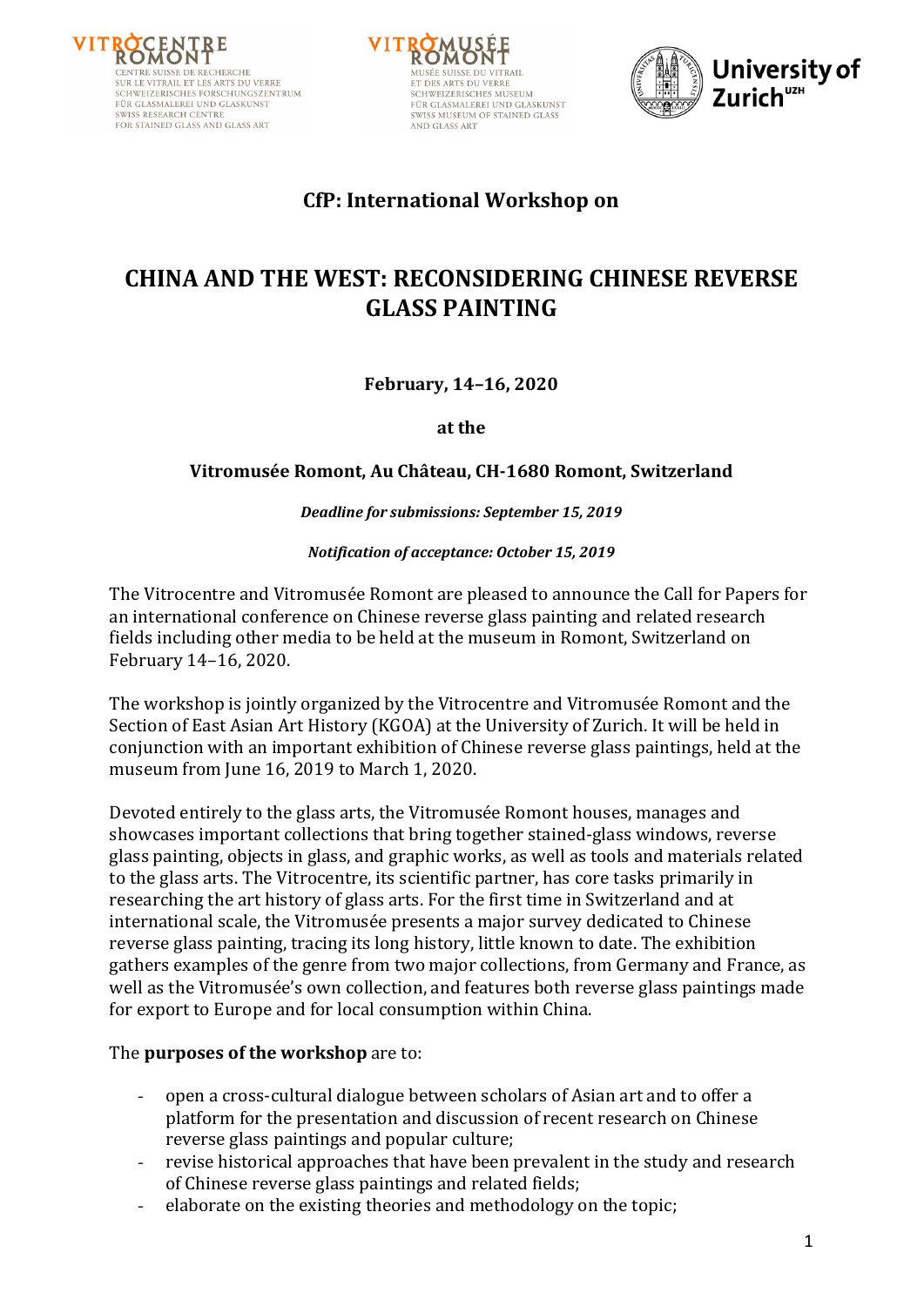VITROCENTRE ROMONT
CENTRE SUISSE DE RECHERCHE SUR LE VITRAIL ET LES ARTS DU VERRE
SCHWEIZERISCHES FORSCHUNGSZENTRUM FÜR GLASMALEREI UND GLASKUNST
SWISS RESEARCH CENTRE FOR STAINED GLASS AND GLASS ART

VITROMUSÉE ROMONT
MUSÉE SUISSE DU VITRAIL ET DES ARTS DU VERRE
SCHWEIZERISCHES MUSEUM FÜR GLASMALEREI UND GLASKUNST
SWISS MUSEUM OF STAINED GLASS AND GLASS ART

University of Zurich[UZH]

**CfP: International Workshop on**

# CHINA AND THE WEST: RECONSIDERING CHINESE REVERSE GLASS PAINTING

**February, 14–16, 2020**

**at the**

**Vitromusée Romont, Au Château, CH-1680 Romont, Switzerland**

***Deadline for submissions: September 15, 2019***

***Notification of acceptance: October 15, 2019***

The Vitrocentre and Vitromusée Romont are pleased to announce the Call for Papers for an international conference on Chinese reverse glass painting and related research fields including other media to be held at the museum in Romont, Switzerland on February 14–16, 2020.

The workshop is jointly organized by the Vitrocentre and Vitromusée Romont and the Section of East Asian Art History (KGOA) at the University of Zurich. It will be held in conjunction with an important exhibition of Chinese reverse glass paintings, held at the museum from June 16, 2019 to March 1, 2020.

Devoted entirely to the glass arts, the Vitromusée Romont houses, manages and showcases important collections that bring together stained-glass windows, reverse glass painting, objects in glass, and graphic works, as well as tools and materials related to the glass arts. The Vitrocentre, its scientific partner, has core tasks primarily in researching the art history of glass arts. For the first time in Switzerland and at international scale, the Vitromusée presents a major survey dedicated to Chinese reverse glass painting, tracing its long history, little known to date. The exhibition gathers examples of the genre from two major collections, from Germany and France, as well as the Vitromusée's own collection, and features both reverse glass paintings made for export to Europe and for local consumption within China.

The **purposes of the workshop** are to:

- open a cross-cultural dialogue between scholars of Asian art and to offer a platform for the presentation and discussion of recent research on Chinese reverse glass paintings and popular culture;
- revise historical approaches that have been prevalent in the study and research of Chinese reverse glass paintings and related fields;
- elaborate on the existing theories and methodology on the topic;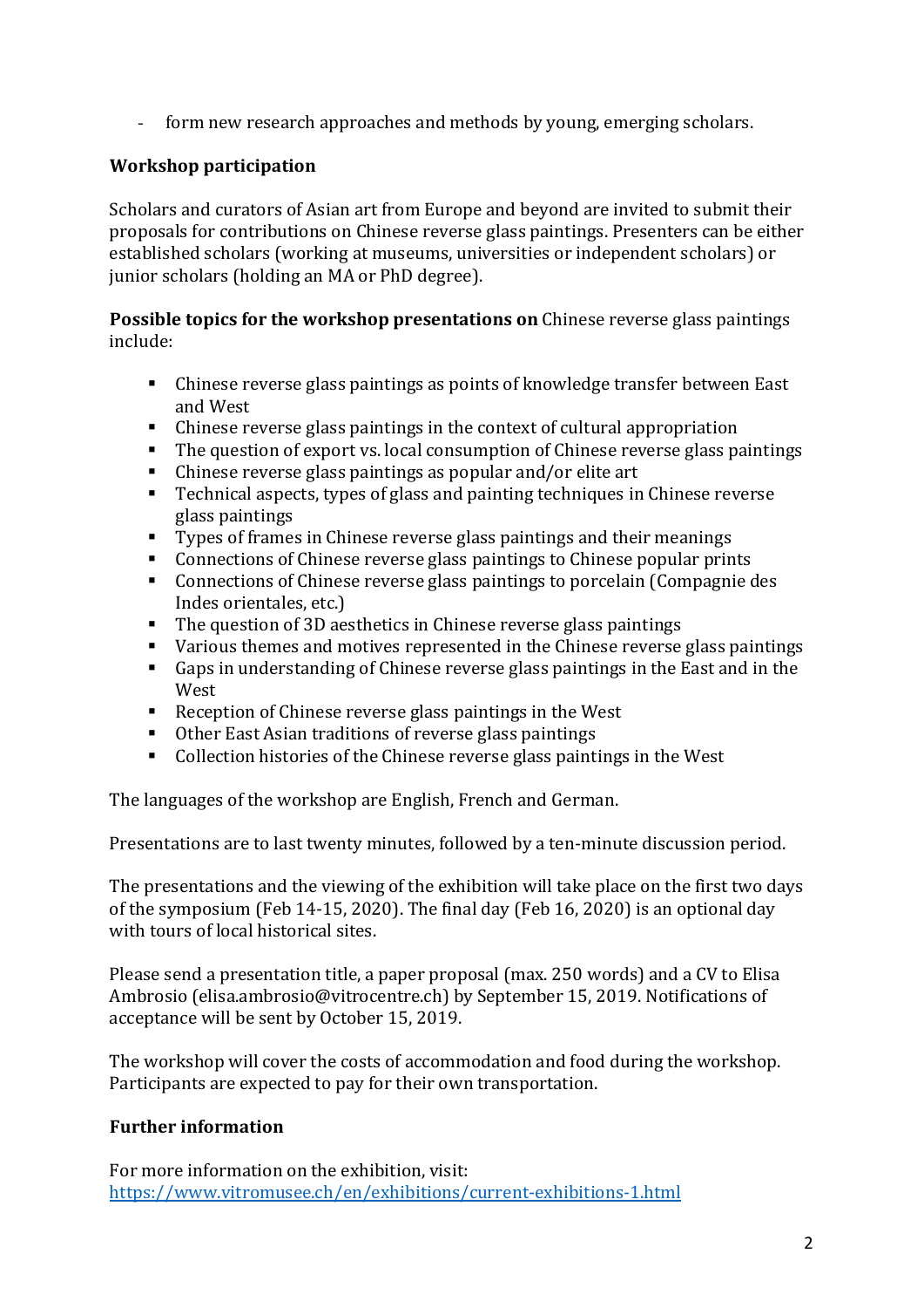- form new research approaches and methods by young, emerging scholars.

**Workshop participation**

Scholars and curators of Asian art from Europe and beyond are invited to submit their proposals for contributions on Chinese reverse glass paintings. Presenters can be either established scholars (working at museums, universities or independent scholars) or junior scholars (holding an MA or PhD degree).

**Possible topics for the workshop presentations on** Chinese reverse glass paintings include:

- Chinese reverse glass paintings as points of knowledge transfer between East and West
- Chinese reverse glass paintings in the context of cultural appropriation
- The question of export vs. local consumption of Chinese reverse glass paintings
- Chinese reverse glass paintings as popular and/or elite art
- Technical aspects, types of glass and painting techniques in Chinese reverse glass paintings
- Types of frames in Chinese reverse glass paintings and their meanings
- Connections of Chinese reverse glass paintings to Chinese popular prints
- Connections of Chinese reverse glass paintings to porcelain (Compagnie des Indes orientales, etc.)
- The question of 3D aesthetics in Chinese reverse glass paintings
- Various themes and motives represented in the Chinese reverse glass paintings
- Gaps in understanding of Chinese reverse glass paintings in the East and in the West
- Reception of Chinese reverse glass paintings in the West
- Other East Asian traditions of reverse glass paintings
- Collection histories of the Chinese reverse glass paintings in the West

The languages of the workshop are English, French and German.

Presentations are to last twenty minutes, followed by a ten-minute discussion period.

The presentations and the viewing of the exhibition will take place on the first two days of the symposium (Feb 14-15, 2020). The final day (Feb 16, 2020) is an optional day with tours of local historical sites.

Please send a presentation title, a paper proposal (max. 250 words) and a CV to Elisa Ambrosio (elisa.ambrosio@vitrocentre.ch) by September 15, 2019. Notifications of acceptance will be sent by October 15, 2019.

The workshop will cover the costs of accommodation and food during the workshop. Participants are expected to pay for their own transportation.

**Further information**

For more information on the exhibition, visit:
[https://www.vitromusee.ch/en/exhibitions/current-exhibitions-1.html](https://www.vitromusee.ch/en/exhibitions/current-exhibitions-1.html)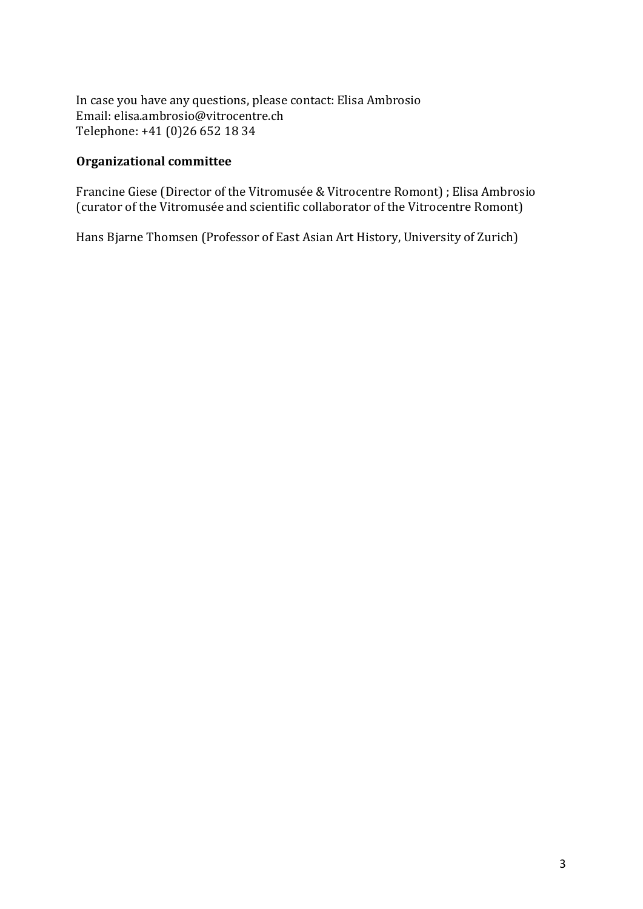In case you have any questions, please contact: Elisa Ambrosio
Email: elisa.ambrosio@vitrocentre.ch
Telephone: +41 (0)26 652 18 34

**Organizational committee**

Francine Giese (Director of the Vitromusée & Vitrocentre Romont) ; Elisa Ambrosio (curator of the Vitromusée and scientific collaborator of the Vitrocentre Romont)

Hans Bjarne Thomsen (Professor of East Asian Art History, University of Zurich)